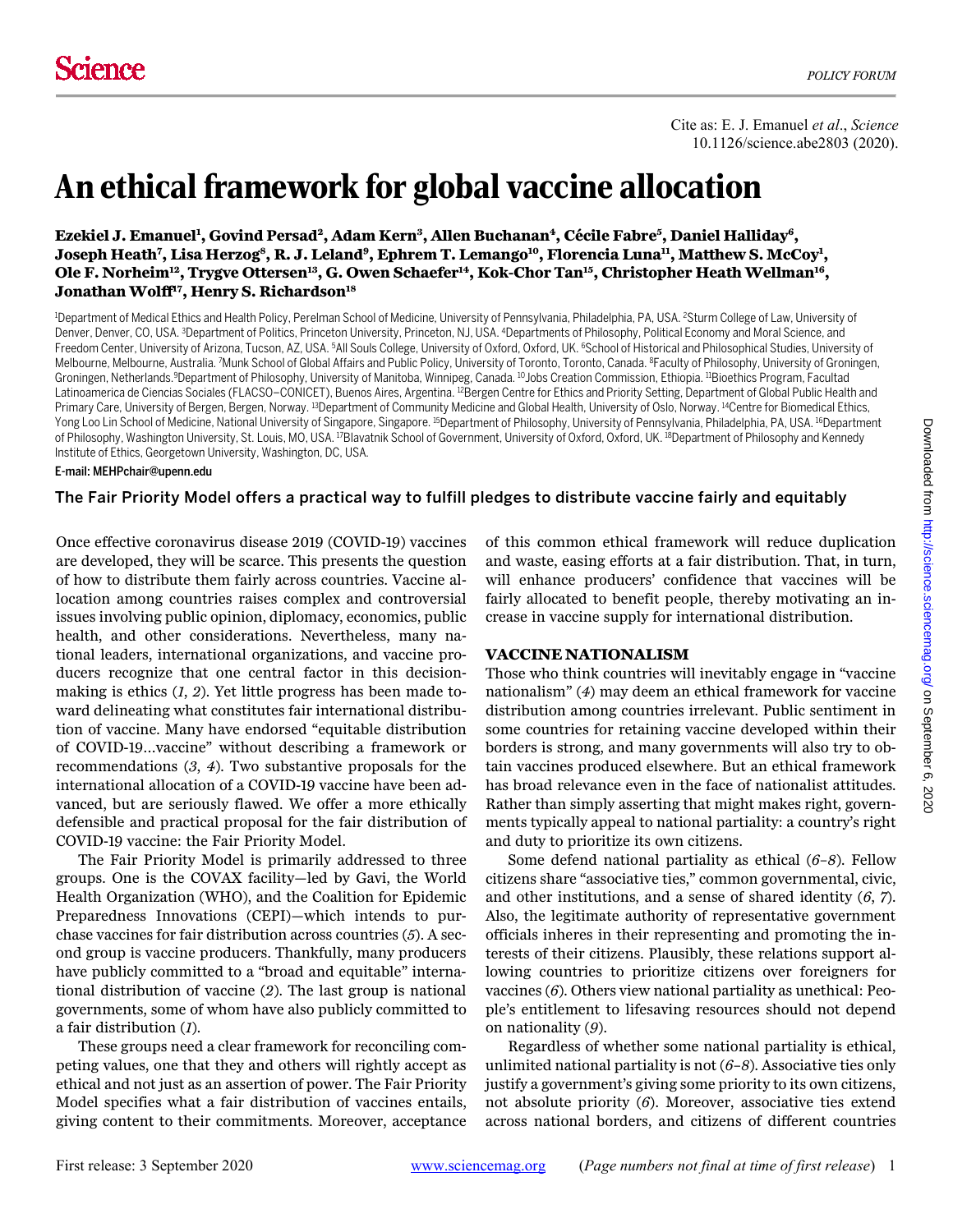Cite as: E. J. Emanuel *et al*., *Science* 10.1126/science.abe2803 (2020).

# An ethical framework for global vaccine allocation

**Ezekiel J. Emanuel[1], Govind Persad[2], Adam Kern[3], Allen Buchanan[4], Cécile Fabre[5], Daniel Halliday[6], Joseph Heath[7], Lisa Herzog[8], R. J. Leland[9], Ephrem T. Lemango[10], Florencia Luna[11], Matthew S. McCoy[1], Ole F. Norheim[12], Trygve Ottersen[13], G. Owen Schaefer[14], Kok-Chor Tan[15], Christopher Heath Wellman[16], Jonathan Wolff[17], Henry S. Richardson[18]**

[1]Department of Medical Ethics and Health Policy, Perelman School of Medicine, University of Pennsylvania, Philadelphia, PA, USA. [2]Sturm College of Law, University of Denver, Denver, CO, USA. [3]Department of Politics, Princeton University, Princeton, NJ, USA. [4]Departments of Philosophy, Political Economy and Moral Science, and Freedom Center, University of Arizona, Tucson, AZ, USA. [5]All Souls College, University of Oxford, Oxford, UK. [6]School of Historical and Philosophical Studies, University of Melbourne, Melbourne, Australia. [7]Munk School of Global Affairs and Public Policy, University of Toronto, Toronto, Canada. [8]Faculty of Philosophy, University of Groningen, Groningen, Netherlands. [9]Department of Philosophy, University of Manitoba, Winnipeg, Canada. [10]Jobs Creation Commission, Ethiopia. [11]Bioethics Program, Facultad Latinoamerica de Ciencias Sociales (FLACSO–CONICET), Buenos Aires, Argentina. [12]Bergen Centre for Ethics and Priority Setting, Department of Global Public Health and Primary Care, University of Bergen, Bergen, Norway. [13]Department of Community Medicine and Global Health, University of Oslo, Norway. [14]Centre for Biomedical Ethics, Yong Loo Lin School of Medicine, National University of Singapore, Singapore. [15]Department of Philosophy, University of Pennsylvania, Philadelphia, PA, USA. [16]Department of Philosophy, Washington University, St. Louis, MO, USA. [17]Blavatnik School of Government, University of Oxford, Oxford, UK. [18]Department of Philosophy and Kennedy Institute of Ethics, Georgetown University, Washington, DC, USA.

E-mail: MEHPchair@upenn.edu

**The Fair Priority Model offers a practical way to fulfill pledges to distribute vaccine fairly and equitably**

Once effective coronavirus disease 2019 (COVID-19) vaccines are developed, they will be scarce. This presents the question of how to distribute them fairly across countries. Vaccine allocation among countries raises complex and controversial issues involving public opinion, diplomacy, economics, public health, and other considerations. Nevertheless, many national leaders, international organizations, and vaccine producers recognize that one central factor in this decision-making is ethics (*1*, *2*). Yet little progress has been made toward delineating what constitutes fair international distribution of vaccine. Many have endorsed "equitable distribution of COVID-19…vaccine" without describing a framework or recommendations (*3*, *4*). Two substantive proposals for the international allocation of a COVID-19 vaccine have been advanced, but are seriously flawed. We offer a more ethically defensible and practical proposal for the fair distribution of COVID-19 vaccine: the Fair Priority Model.

The Fair Priority Model is primarily addressed to three groups. One is the COVAX facility—led by Gavi, the World Health Organization (WHO), and the Coalition for Epidemic Preparedness Innovations (CEPI)—which intends to purchase vaccines for fair distribution across countries (*5*). A second group is vaccine producers. Thankfully, many producers have publicly committed to a "broad and equitable" international distribution of vaccine (*2*). The last group is national governments, some of whom have also publicly committed to a fair distribution (*1*).

These groups need a clear framework for reconciling competing values, one that they and others will rightly accept as ethical and not just as an assertion of power. The Fair Priority Model specifies what a fair distribution of vaccines entails, giving content to their commitments. Moreover, acceptance of this common ethical framework will reduce duplication and waste, easing efforts at a fair distribution. That, in turn, will enhance producers' confidence that vaccines will be fairly allocated to benefit people, thereby motivating an increase in vaccine supply for international distribution.

## VACCINE NATIONALISM

Those who think countries will inevitably engage in "vaccine nationalism" (*4*) may deem an ethical framework for vaccine distribution among countries irrelevant. Public sentiment in some countries for retaining vaccine developed within their borders is strong, and many governments will also try to obtain vaccines produced elsewhere. But an ethical framework has broad relevance even in the face of nationalist attitudes. Rather than simply asserting that might makes right, governments typically appeal to national partiality: a country's right and duty to prioritize its own citizens.

Some defend national partiality as ethical (*6*–*8*). Fellow citizens share "associative ties," common governmental, civic, and other institutions, and a sense of shared identity (*6*, *7*). Also, the legitimate authority of representative government officials inheres in their representing and promoting the interests of their citizens. Plausibly, these relations support allowing countries to prioritize citizens over foreigners for vaccines (*6*). Others view national partiality as unethical: People's entitlement to lifesaving resources should not depend on nationality (*9*).

Regardless of whether some national partiality is ethical, unlimited national partiality is not (*6*–*8*). Associative ties only justify a government's giving some priority to its own citizens, not absolute priority (*6*). Moreover, associative ties extend across national borders, and citizens of different countries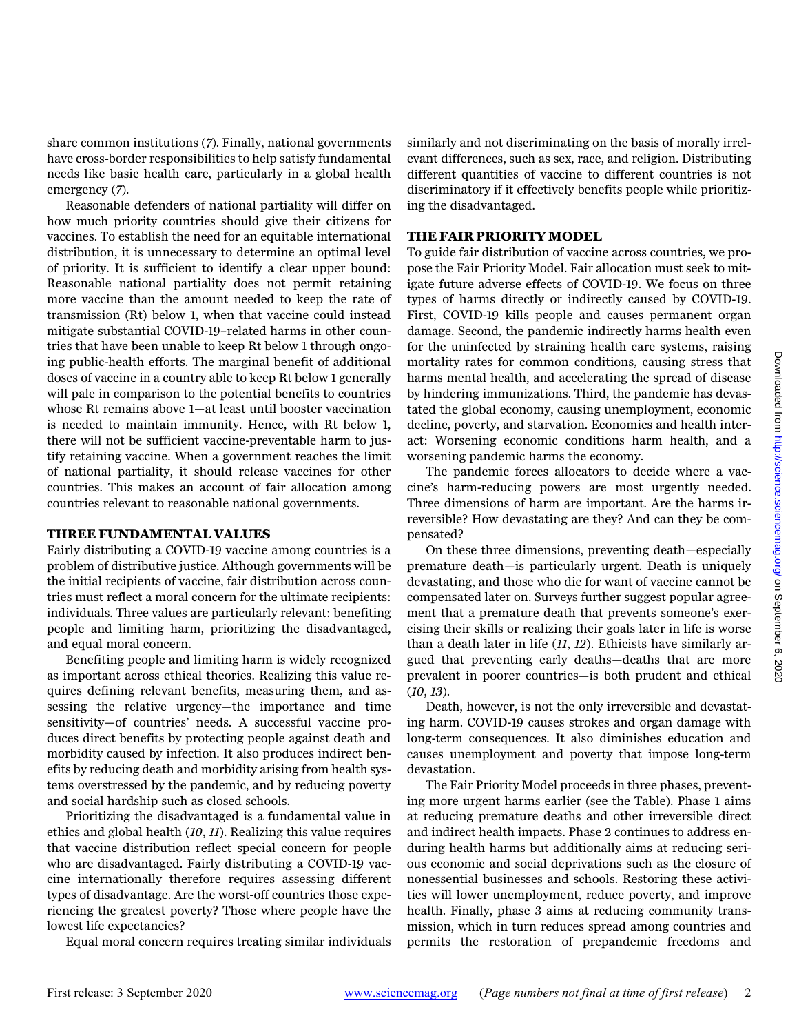share common institutions (*7*). Finally, national governments have cross-border responsibilities to help satisfy fundamental needs like basic health care, particularly in a global health emergency (*7*).

Reasonable defenders of national partiality will differ on how much priority countries should give their citizens for vaccines. To establish the need for an equitable international distribution, it is unnecessary to determine an optimal level of priority. It is sufficient to identify a clear upper bound: Reasonable national partiality does not permit retaining more vaccine than the amount needed to keep the rate of transmission (Rt) below 1, when that vaccine could instead mitigate substantial COVID-19–related harms in other countries that have been unable to keep Rt below 1 through ongoing public-health efforts. The marginal benefit of additional doses of vaccine in a country able to keep Rt below 1 generally will pale in comparison to the potential benefits to countries whose Rt remains above 1—at least until booster vaccination is needed to maintain immunity. Hence, with Rt below 1, there will not be sufficient vaccine-preventable harm to justify retaining vaccine. When a government reaches the limit of national partiality, it should release vaccines for other countries. This makes an account of fair allocation among countries relevant to reasonable national governments.

## THREE FUNDAMENTAL VALUES

Fairly distributing a COVID-19 vaccine among countries is a problem of distributive justice. Although governments will be the initial recipients of vaccine, fair distribution across countries must reflect a moral concern for the ultimate recipients: individuals. Three values are particularly relevant: benefiting people and limiting harm, prioritizing the disadvantaged, and equal moral concern.

Benefiting people and limiting harm is widely recognized as important across ethical theories. Realizing this value requires defining relevant benefits, measuring them, and assessing the relative urgency—the importance and time sensitivity—of countries' needs. A successful vaccine produces direct benefits by protecting people against death and morbidity caused by infection. It also produces indirect benefits by reducing death and morbidity arising from health systems overstressed by the pandemic, and by reducing poverty and social hardship such as closed schools.

Prioritizing the disadvantaged is a fundamental value in ethics and global health (*10*, *11*). Realizing this value requires that vaccine distribution reflect special concern for people who are disadvantaged. Fairly distributing a COVID-19 vaccine internationally therefore requires assessing different types of disadvantage. Are the worst-off countries those experiencing the greatest poverty? Those where people have the lowest life expectancies?

Equal moral concern requires treating similar individuals similarly and not discriminating on the basis of morally irrelevant differences, such as sex, race, and religion. Distributing different quantities of vaccine to different countries is not discriminatory if it effectively benefits people while prioritizing the disadvantaged.

## THE FAIR PRIORITY MODEL

To guide fair distribution of vaccine across countries, we propose the Fair Priority Model. Fair allocation must seek to mitigate future adverse effects of COVID-19. We focus on three types of harms directly or indirectly caused by COVID-19. First, COVID-19 kills people and causes permanent organ damage. Second, the pandemic indirectly harms health even for the uninfected by straining health care systems, raising mortality rates for common conditions, causing stress that harms mental health, and accelerating the spread of disease by hindering immunizations. Third, the pandemic has devastated the global economy, causing unemployment, economic decline, poverty, and starvation. Economics and health interact: Worsening economic conditions harm health, and a worsening pandemic harms the economy.

The pandemic forces allocators to decide where a vaccine's harm-reducing powers are most urgently needed. Three dimensions of harm are important. Are the harms irreversible? How devastating are they? And can they be compensated?

On these three dimensions, preventing death—especially premature death—is particularly urgent. Death is uniquely devastating, and those who die for want of vaccine cannot be compensated later on. Surveys further suggest popular agreement that a premature death that prevents someone's exercising their skills or realizing their goals later in life is worse than a death later in life (*11*, *12*). Ethicists have similarly argued that preventing early deaths—deaths that are more prevalent in poorer countries—is both prudent and ethical (*10*, *13*).

Death, however, is not the only irreversible and devastating harm. COVID-19 causes strokes and organ damage with long-term consequences. It also diminishes education and causes unemployment and poverty that impose long-term devastation.

The Fair Priority Model proceeds in three phases, preventing more urgent harms earlier (see the Table). Phase 1 aims at reducing premature deaths and other irreversible direct and indirect health impacts. Phase 2 continues to address enduring health harms but additionally aims at reducing serious economic and social deprivations such as the closure of nonessential businesses and schools. Restoring these activities will lower unemployment, reduce poverty, and improve health. Finally, phase 3 aims at reducing community transmission, which in turn reduces spread among countries and permits the restoration of prepandemic freedoms and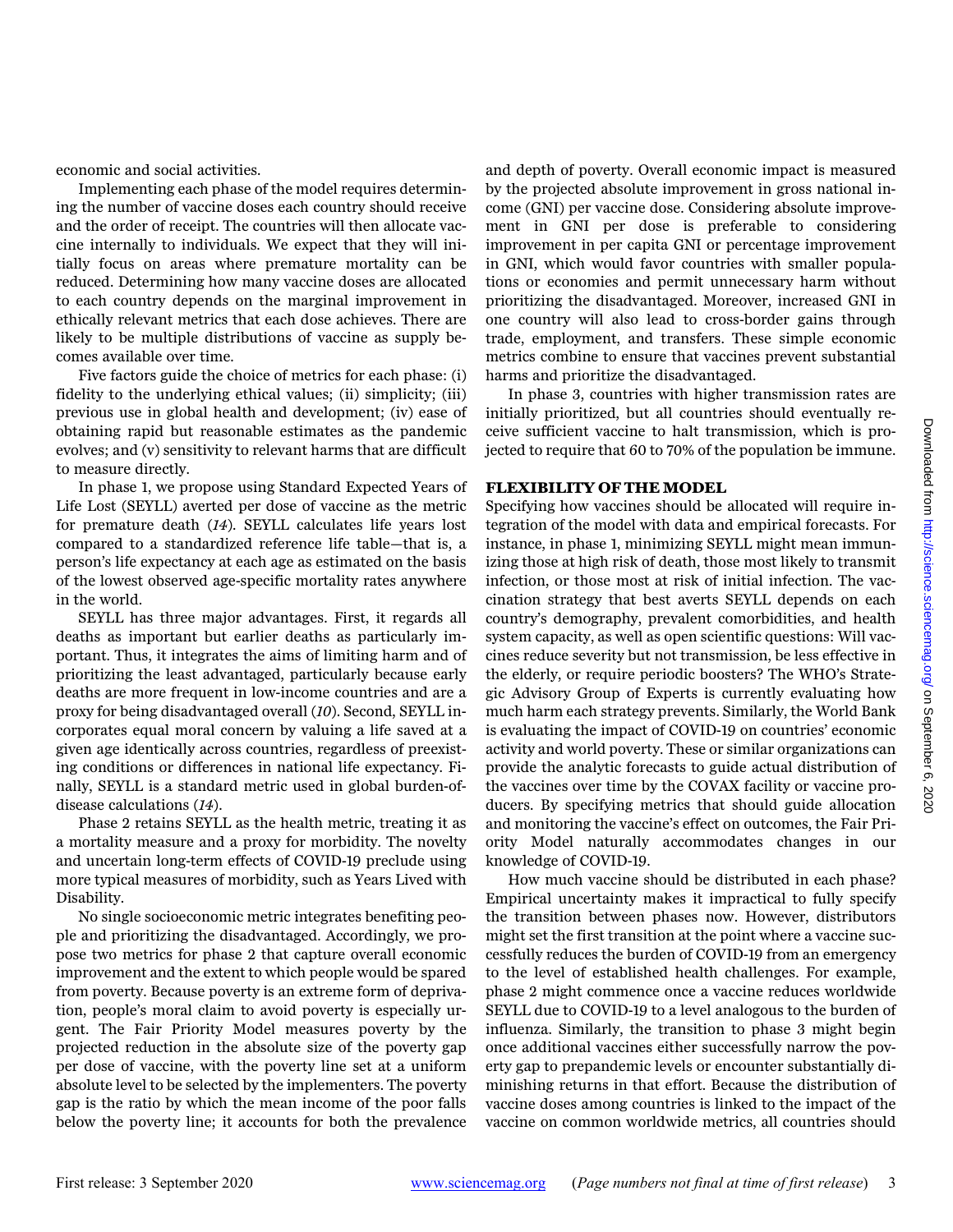economic and social activities.

Implementing each phase of the model requires determining the number of vaccine doses each country should receive and the order of receipt. The countries will then allocate vaccine internally to individuals. We expect that they will initially focus on areas where premature mortality can be reduced. Determining how many vaccine doses are allocated to each country depends on the marginal improvement in ethically relevant metrics that each dose achieves. There are likely to be multiple distributions of vaccine as supply becomes available over time.

Five factors guide the choice of metrics for each phase: (i) fidelity to the underlying ethical values; (ii) simplicity; (iii) previous use in global health and development; (iv) ease of obtaining rapid but reasonable estimates as the pandemic evolves; and (v) sensitivity to relevant harms that are difficult to measure directly.

In phase 1, we propose using Standard Expected Years of Life Lost (SEYLL) averted per dose of vaccine as the metric for premature death (*14*). SEYLL calculates life years lost compared to a standardized reference life table—that is, a person's life expectancy at each age as estimated on the basis of the lowest observed age-specific mortality rates anywhere in the world.

SEYLL has three major advantages. First, it regards all deaths as important but earlier deaths as particularly important. Thus, it integrates the aims of limiting harm and of prioritizing the least advantaged, particularly because early deaths are more frequent in low-income countries and are a proxy for being disadvantaged overall (*10*). Second, SEYLL incorporates equal moral concern by valuing a life saved at a given age identically across countries, regardless of preexisting conditions or differences in national life expectancy. Finally, SEYLL is a standard metric used in global burden-of-disease calculations (*14*).

Phase 2 retains SEYLL as the health metric, treating it as a mortality measure and a proxy for morbidity. The novelty and uncertain long-term effects of COVID-19 preclude using more typical measures of morbidity, such as Years Lived with Disability.

No single socioeconomic metric integrates benefiting people and prioritizing the disadvantaged. Accordingly, we propose two metrics for phase 2 that capture overall economic improvement and the extent to which people would be spared from poverty. Because poverty is an extreme form of deprivation, people's moral claim to avoid poverty is especially urgent. The Fair Priority Model measures poverty by the projected reduction in the absolute size of the poverty gap per dose of vaccine, with the poverty line set at a uniform absolute level to be selected by the implementers. The poverty gap is the ratio by which the mean income of the poor falls below the poverty line; it accounts for both the prevalence and depth of poverty. Overall economic impact is measured by the projected absolute improvement in gross national income (GNI) per vaccine dose. Considering absolute improvement in GNI per dose is preferable to considering improvement in per capita GNI or percentage improvement in GNI, which would favor countries with smaller populations or economies and permit unnecessary harm without prioritizing the disadvantaged. Moreover, increased GNI in one country will also lead to cross-border gains through trade, employment, and transfers. These simple economic metrics combine to ensure that vaccines prevent substantial harms and prioritize the disadvantaged.

In phase 3, countries with higher transmission rates are initially prioritized, but all countries should eventually receive sufficient vaccine to halt transmission, which is projected to require that 60 to 70% of the population be immune.

## FLEXIBILITY OF THE MODEL

Specifying how vaccines should be allocated will require integration of the model with data and empirical forecasts. For instance, in phase 1, minimizing SEYLL might mean immunizing those at high risk of death, those most likely to transmit infection, or those most at risk of initial infection. The vaccination strategy that best averts SEYLL depends on each country's demography, prevalent comorbidities, and health system capacity, as well as open scientific questions: Will vaccines reduce severity but not transmission, be less effective in the elderly, or require periodic boosters? The WHO's Strategic Advisory Group of Experts is currently evaluating how much harm each strategy prevents. Similarly, the World Bank is evaluating the impact of COVID-19 on countries' economic activity and world poverty. These or similar organizations can provide the analytic forecasts to guide actual distribution of the vaccines over time by the COVAX facility or vaccine producers. By specifying metrics that should guide allocation and monitoring the vaccine's effect on outcomes, the Fair Priority Model naturally accommodates changes in our knowledge of COVID-19.

How much vaccine should be distributed in each phase? Empirical uncertainty makes it impractical to fully specify the transition between phases now. However, distributors might set the first transition at the point where a vaccine successfully reduces the burden of COVID-19 from an emergency to the level of established health challenges. For example, phase 2 might commence once a vaccine reduces worldwide SEYLL due to COVID-19 to a level analogous to the burden of influenza. Similarly, the transition to phase 3 might begin once additional vaccines either successfully narrow the poverty gap to prepandemic levels or encounter substantially diminishing returns in that effort. Because the distribution of vaccine doses among countries is linked to the impact of the vaccine on common worldwide metrics, all countries should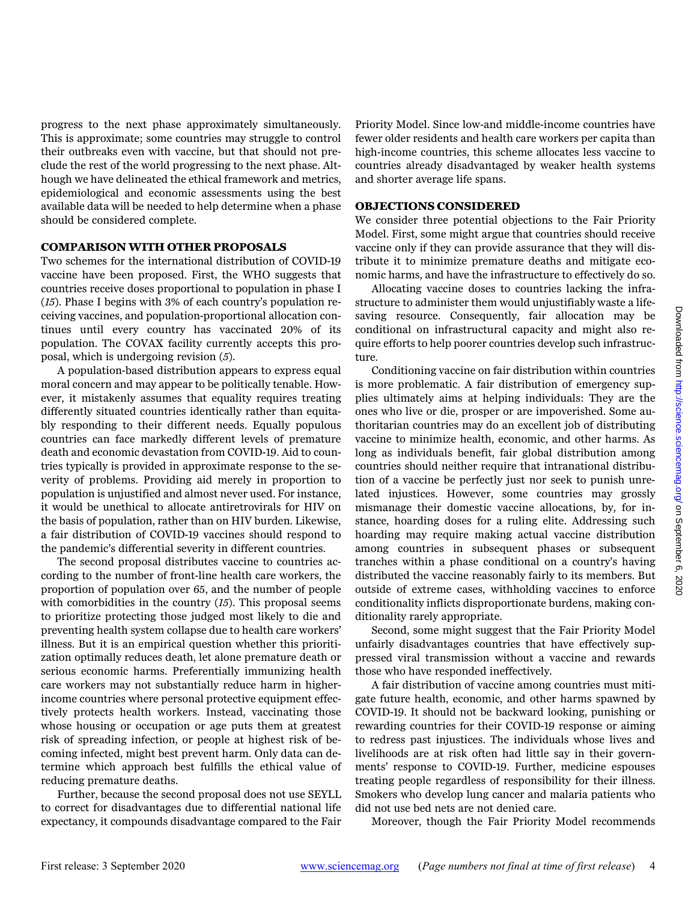progress to the next phase approximately simultaneously. This is approximate; some countries may struggle to control their outbreaks even with vaccine, but that should not preclude the rest of the world progressing to the next phase. Although we have delineated the ethical framework and metrics, epidemiological and economic assessments using the best available data will be needed to help determine when a phase should be considered complete.

## COMPARISON WITH OTHER PROPOSALS

Two schemes for the international distribution of COVID-19 vaccine have been proposed. First, the WHO suggests that countries receive doses proportional to population in phase I (*15*). Phase I begins with 3% of each country's population receiving vaccines, and population-proportional allocation continues until every country has vaccinated 20% of its population. The COVAX facility currently accepts this proposal, which is undergoing revision (*5*).

A population-based distribution appears to express equal moral concern and may appear to be politically tenable. However, it mistakenly assumes that equality requires treating differently situated countries identically rather than equitably responding to their different needs. Equally populous countries can face markedly different levels of premature death and economic devastation from COVID-19. Aid to countries typically is provided in approximate response to the severity of problems. Providing aid merely in proportion to population is unjustified and almost never used. For instance, it would be unethical to allocate antiretrovirals for HIV on the basis of population, rather than on HIV burden. Likewise, a fair distribution of COVID-19 vaccines should respond to the pandemic's differential severity in different countries.

The second proposal distributes vaccine to countries according to the number of front-line health care workers, the proportion of population over 65, and the number of people with comorbidities in the country (*15*). This proposal seems to prioritize protecting those judged most likely to die and preventing health system collapse due to health care workers' illness. But it is an empirical question whether this prioritization optimally reduces death, let alone premature death or serious economic harms. Preferentially immunizing health care workers may not substantially reduce harm in higher-income countries where personal protective equipment effectively protects health workers. Instead, vaccinating those whose housing or occupation or age puts them at greatest risk of spreading infection, or people at highest risk of becoming infected, might best prevent harm. Only data can determine which approach best fulfills the ethical value of reducing premature deaths.

Further, because the second proposal does not use SEYLL to correct for disadvantages due to differential national life expectancy, it compounds disadvantage compared to the Fair Priority Model. Since low-and middle-income countries have fewer older residents and health care workers per capita than high-income countries, this scheme allocates less vaccine to countries already disadvantaged by weaker health systems and shorter average life spans.

## OBJECTIONS CONSIDERED

We consider three potential objections to the Fair Priority Model. First, some might argue that countries should receive vaccine only if they can provide assurance that they will distribute it to minimize premature deaths and mitigate economic harms, and have the infrastructure to effectively do so.

Allocating vaccine doses to countries lacking the infrastructure to administer them would unjustifiably waste a lifesaving resource. Consequently, fair allocation may be conditional on infrastructural capacity and might also require efforts to help poorer countries develop such infrastructure.

Conditioning vaccine on fair distribution within countries is more problematic. A fair distribution of emergency supplies ultimately aims at helping individuals: They are the ones who live or die, prosper or are impoverished. Some authoritarian countries may do an excellent job of distributing vaccine to minimize health, economic, and other harms. As long as individuals benefit, fair global distribution among countries should neither require that intranational distribution of a vaccine be perfectly just nor seek to punish unrelated injustices. However, some countries may grossly mismanage their domestic vaccine allocations, by, for instance, hoarding doses for a ruling elite. Addressing such hoarding may require making actual vaccine distribution among countries in subsequent phases or subsequent tranches within a phase conditional on a country's having distributed the vaccine reasonably fairly to its members. But outside of extreme cases, withholding vaccines to enforce conditionality inflicts disproportionate burdens, making conditionality rarely appropriate.

Second, some might suggest that the Fair Priority Model unfairly disadvantages countries that have effectively suppressed viral transmission without a vaccine and rewards those who have responded ineffectively.

A fair distribution of vaccine among countries must mitigate future health, economic, and other harms spawned by COVID-19. It should not be backward looking, punishing or rewarding countries for their COVID-19 response or aiming to redress past injustices. The individuals whose lives and livelihoods are at risk often had little say in their governments' response to COVID-19. Further, medicine espouses treating people regardless of responsibility for their illness. Smokers who develop lung cancer and malaria patients who did not use bed nets are not denied care.

Moreover, though the Fair Priority Model recommends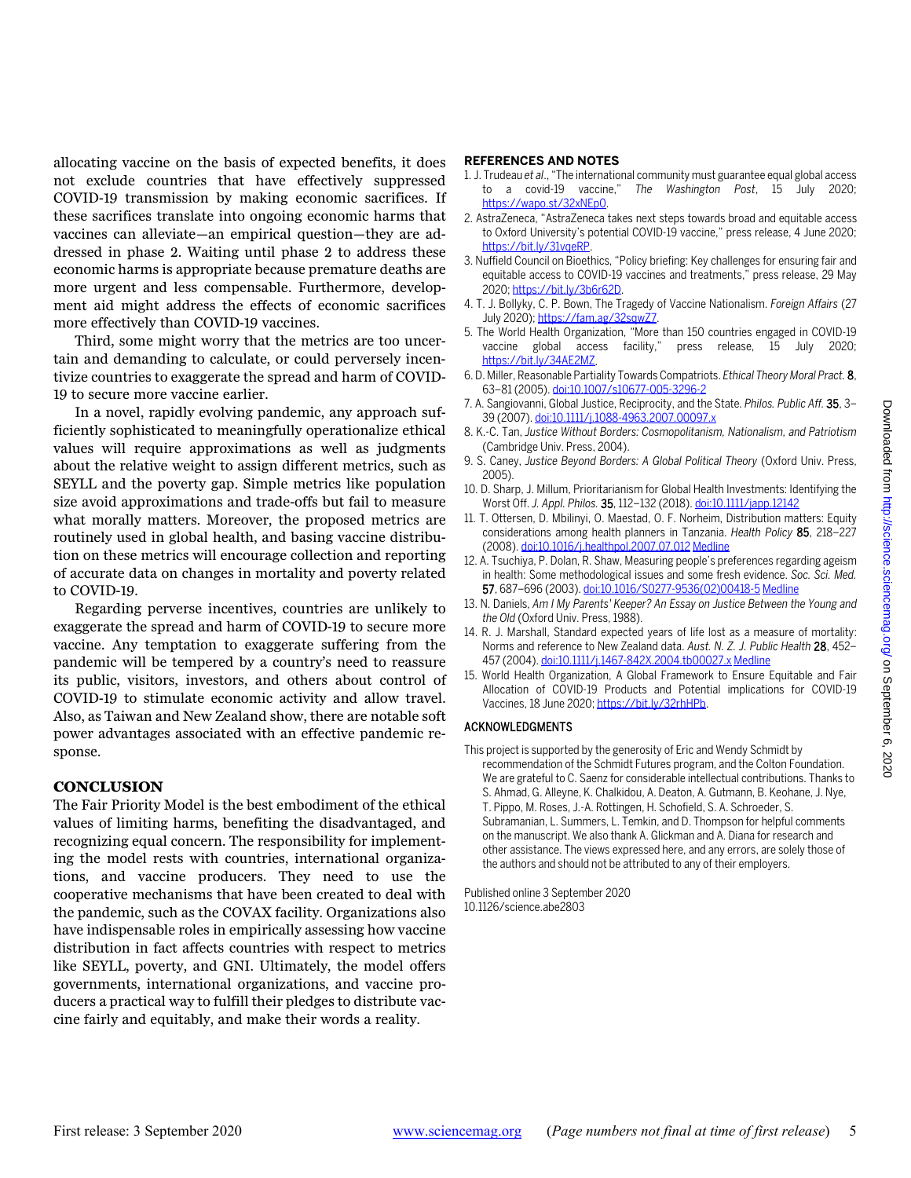allocating vaccine on the basis of expected benefits, it does not exclude countries that have effectively suppressed COVID-19 transmission by making economic sacrifices. If these sacrifices translate into ongoing economic harms that vaccines can alleviate—an empirical question—they are addressed in phase 2. Waiting until phase 2 to address these economic harms is appropriate because premature deaths are more urgent and less compensable. Furthermore, development aid might address the effects of economic sacrifices more effectively than COVID-19 vaccines.

Third, some might worry that the metrics are too uncertain and demanding to calculate, or could perversely incentivize countries to exaggerate the spread and harm of COVID-19 to secure more vaccine earlier.

In a novel, rapidly evolving pandemic, any approach sufficiently sophisticated to meaningfully operationalize ethical values will require approximations as well as judgments about the relative weight to assign different metrics, such as SEYLL and the poverty gap. Simple metrics like population size avoid approximations and trade-offs but fail to measure what morally matters. Moreover, the proposed metrics are routinely used in global health, and basing vaccine distribution on these metrics will encourage collection and reporting of accurate data on changes in mortality and poverty related to COVID-19.

Regarding perverse incentives, countries are unlikely to exaggerate the spread and harm of COVID-19 to secure more vaccine. Any temptation to exaggerate suffering from the pandemic will be tempered by a country's need to reassure its public, visitors, investors, and others about control of COVID-19 to stimulate economic activity and allow travel. Also, as Taiwan and New Zealand show, there are notable soft power advantages associated with an effective pandemic response.

## CONCLUSION

The Fair Priority Model is the best embodiment of the ethical values of limiting harms, benefiting the disadvantaged, and recognizing equal concern. The responsibility for implementing the model rests with countries, international organizations, and vaccine producers. They need to use the cooperative mechanisms that have been created to deal with the pandemic, such as the COVAX facility. Organizations also have indispensable roles in empirically assessing how vaccine distribution in fact affects countries with respect to metrics like SEYLL, poverty, and GNI. Ultimately, the model offers governments, international organizations, and vaccine producers a practical way to fulfill their pledges to distribute vaccine fairly and equitably, and make their words a reality.

## REFERENCES AND NOTES

1. J. Trudeau *et al.*, "The international community must guarantee equal global access to a covid-19 vaccine," *The Washington Post*, 15 July 2020; https://wapo.st/32xNEp0.
2. AstraZeneca, "AstraZeneca takes next steps towards broad and equitable access to Oxford University's potential COVID-19 vaccine," press release, 4 June 2020; https://bit.ly/31vqeRP.
3. Nuffield Council on Bioethics, "Policy briefing: Key challenges for ensuring fair and equitable access to COVID-19 vaccines and treatments," press release, 29 May 2020; https://bit.ly/3b6r62D.
4. T. J. Bollyky, C. P. Bown, The Tragedy of Vaccine Nationalism. *Foreign Affairs* (27 July 2020); https://fam.ag/32sqwZ7.
5. The World Health Organization, "More than 150 countries engaged in COVID-19 vaccine global access facility," press release, 15 July 2020; https://bit.ly/34AE2MZ.
6. D. Miller, Reasonable Partiality Towards Compatriots. *Ethical Theory Moral Pract.* **8**, 63–81 (2005). doi:10.1007/s10677-005-3296-2
7. A. Sangiovanni, Global Justice, Reciprocity, and the State. *Philos. Public Aff.* **35**, 3–39 (2007). doi:10.1111/j.1088-4963.2007.00097.x
8. K.-C. Tan, *Justice Without Borders: Cosmopolitanism, Nationalism, and Patriotism* (Cambridge Univ. Press, 2004).
9. S. Caney, *Justice Beyond Borders: A Global Political Theory* (Oxford Univ. Press, 2005).
10. D. Sharp, J. Millum, Prioritarianism for Global Health Investments: Identifying the Worst Off. *J. Appl. Philos.* **35**, 112–132 (2018). doi:10.1111/japp.12142
11. T. Ottersen, D. Mbilinyi, O. Maestad, O. F. Norheim, Distribution matters: Equity considerations among health planners in Tanzania. *Health Policy* **85**, 218–227 (2008). doi:10.1016/j.healthpol.2007.07.012 Medline
12. A. Tsuchiya, P. Dolan, R. Shaw, Measuring people's preferences regarding ageism in health: Some methodological issues and some fresh evidence. *Soc. Sci. Med.* **57**, 687–696 (2003). doi:10.1016/S0277-9536(02)00418-5 Medline
13. N. Daniels, *Am I My Parents' Keeper? An Essay on Justice Between the Young and the Old* (Oxford Univ. Press, 1988).
14. R. J. Marshall, Standard expected years of life lost as a measure of mortality: Norms and reference to New Zealand data. *Aust. N. Z. J. Public Health* **28**, 452–457 (2004). doi:10.1111/j.1467-842X.2004.tb00027.x Medline
15. World Health Organization, A Global Framework to Ensure Equitable and Fair Allocation of COVID-19 Products and Potential implications for COVID-19 Vaccines, 18 June 2020; https://bit.ly/32rhHPb.

## ACKNOWLEDGMENTS

This project is supported by the generosity of Eric and Wendy Schmidt by recommendation of the Schmidt Futures program, and the Colton Foundation. We are grateful to C. Saenz for considerable intellectual contributions. Thanks to S. Ahmad, G. Alleyne, K. Chalkidou, A. Deaton, A. Gutmann, B. Keohane, J. Nye, T. Pippo, M. Roses, J.-A. Rottingen, H. Schofield, S. A. Schroeder, S. Subramanian, L. Summers, L. Temkin, and D. Thompson for helpful comments on the manuscript. We also thank A. Glickman and A. Diana for research and other assistance. The views expressed here, and any errors, are solely those of the authors and should not be attributed to any of their employers.

Published online 3 September 2020
10.1126/science.abe2803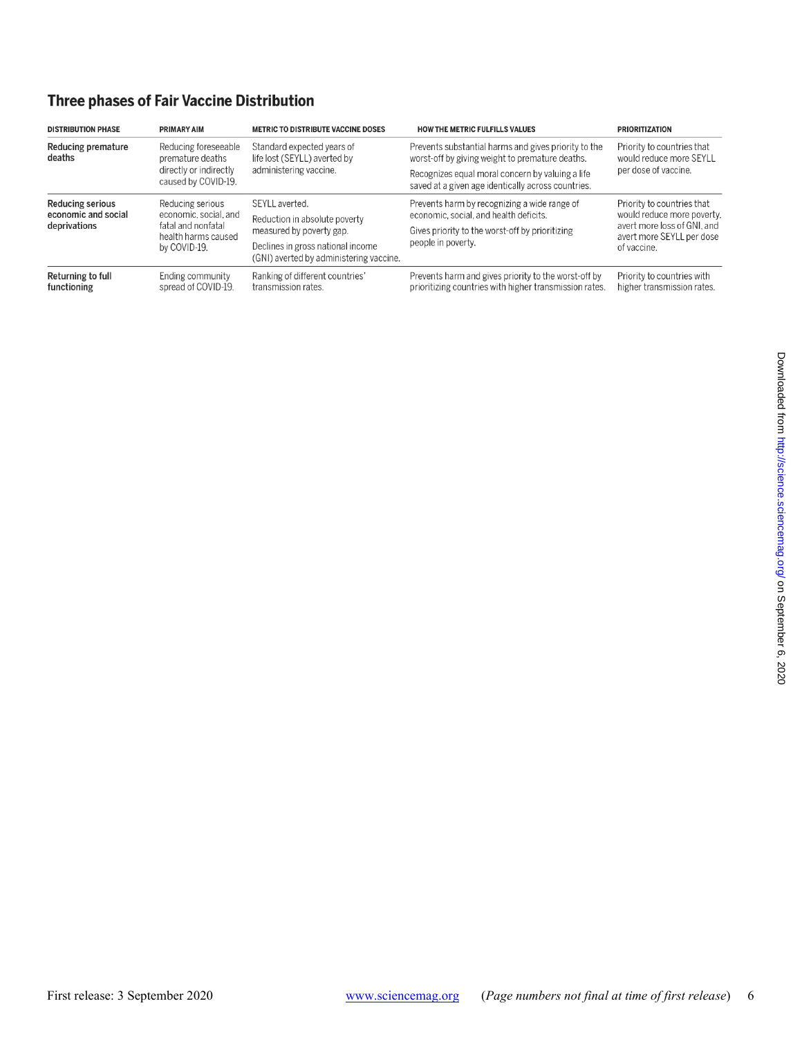## Three phases of Fair Vaccine Distribution

| DISTRIBUTION PHASE | PRIMARY AIM | METRIC TO DISTRIBUTE VACCINE DOSES | HOW THE METRIC FULFILLS VALUES | PRIORITIZATION |
|---|---|---|---|---|
| **Reducing premature deaths** | Reducing foreseeable premature deaths directly or indirectly caused by COVID-19. | Standard expected years of life lost (SEYLL) averted by administering vaccine. | Prevents substantial harms and gives priority to the worst-off by giving weight to premature deaths. Recognizes equal moral concern by valuing a life saved at a given age identically across countries. | Priority to countries that would reduce more SEYLL per dose of vaccine. |
| **Reducing serious economic and social deprivations** | Reducing serious economic, social, and fatal and nonfatal health harms caused by COVID-19. | SEYLL averted. Reduction in absolute poverty measured by poverty gap. Declines in gross national income (GNI) averted by administering vaccine. | Prevents harm by recognizing a wide range of economic, social, and health deficits. Gives priority to the worst-off by prioritizing people in poverty. | Priority to countries that would reduce more poverty, avert more loss of GNI, and avert more SEYLL per dose of vaccine. |
| **Returning to full functioning** | Ending community spread of COVID-19. | Ranking of different countries' transmission rates. | Prevents harm and gives priority to the worst-off by prioritizing countries with higher transmission rates. | Priority to countries with higher transmission rates. |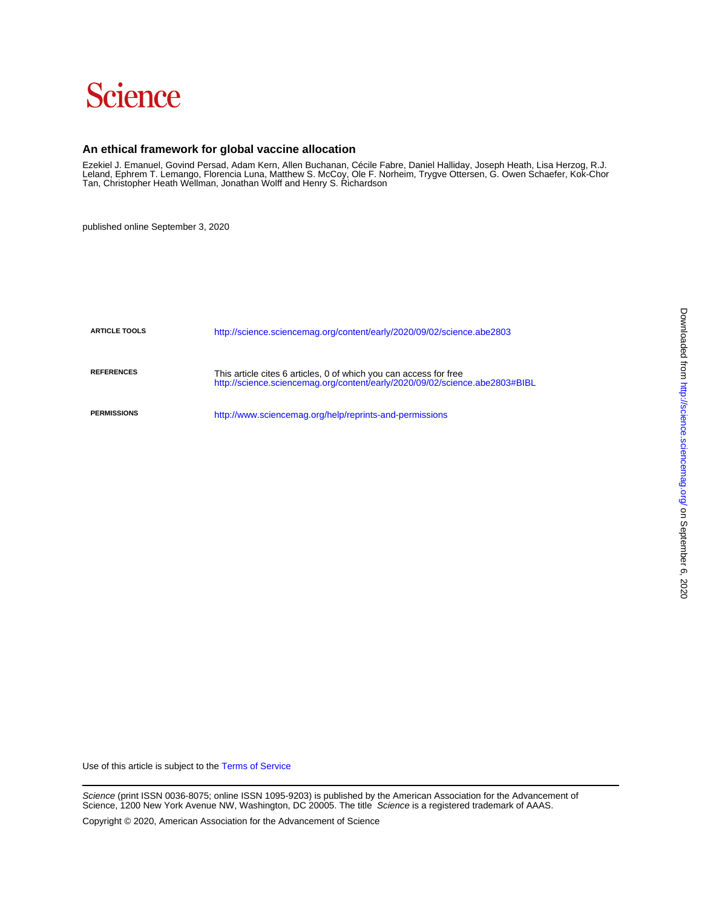# Science

## An ethical framework for global vaccine allocation

Ezekiel J. Emanuel, Govind Persad, Adam Kern, Allen Buchanan, Cécile Fabre, Daniel Halliday, Joseph Heath, Lisa Herzog, R.J. Leland, Ephrem T. Lemango, Florencia Luna, Matthew S. McCoy, Ole F. Norheim, Trygve Ottersen, G. Owen Schaefer, Kok-Chor Tan, Christopher Heath Wellman, Jonathan Wolff and Henry S. Richardson

published online September 3, 2020

| | |
|---|---|
| **ARTICLE TOOLS** | http://science.sciencemag.org/content/early/2020/09/02/science.abe2803 |
| **REFERENCES** | This article cites 6 articles, 0 of which you can access for free http://science.sciencemag.org/content/early/2020/09/02/science.abe2803#BIBL |
| **PERMISSIONS** | http://www.sciencemag.org/help/reprints-and-permissions |

Downloaded from http://science.sciencemag.org/ on September 6, 2020

Use of this article is subject to the Terms of Service

*Science* (print ISSN 0036-8075; online ISSN 1095-9203) is published by the American Association for the Advancement of Science, 1200 New York Avenue NW, Washington, DC 20005. The title *Science* is a registered trademark of AAAS.

Copyright © 2020, American Association for the Advancement of Science